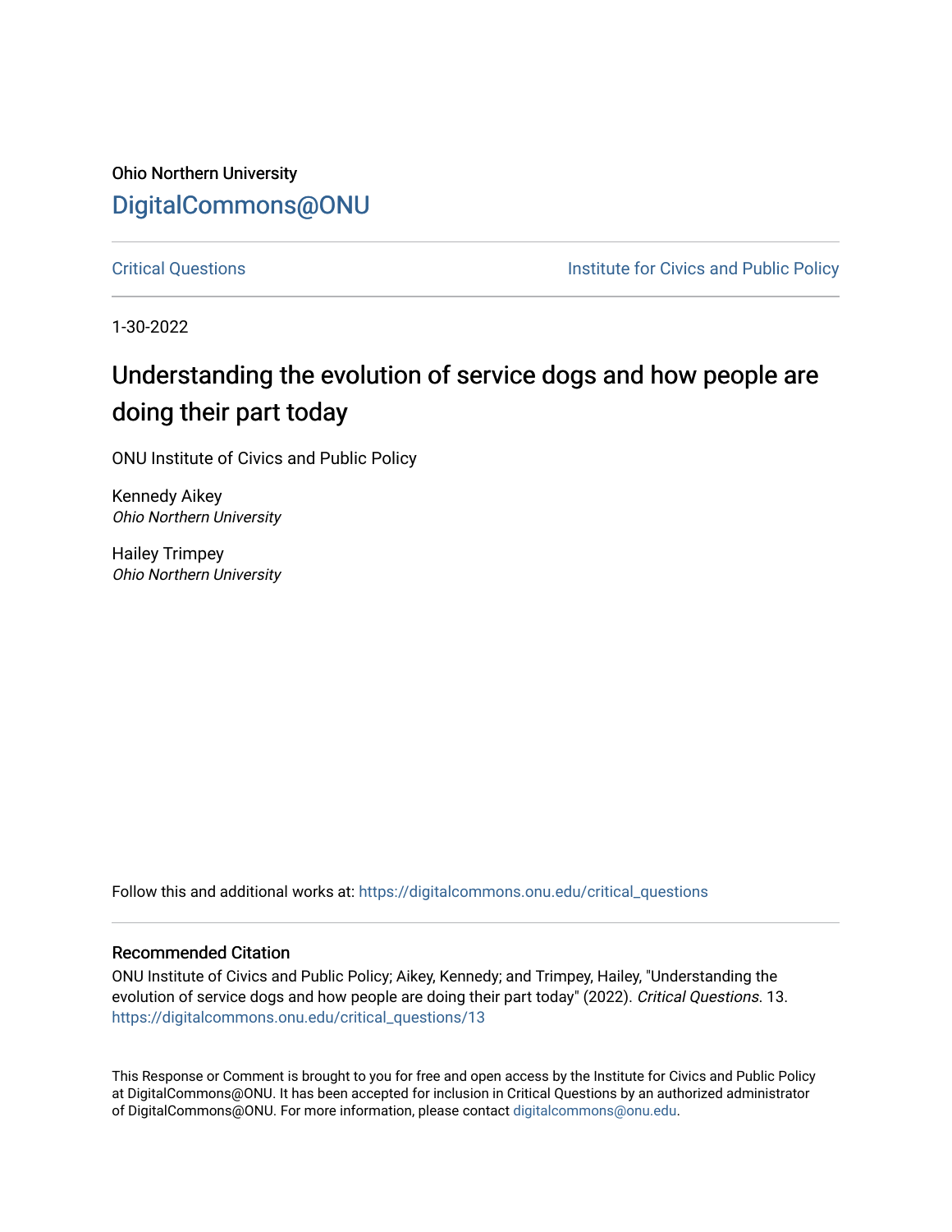Ohio Northern University

DigitalCommons@ONU

Critical Questions | Institute for Civics and Public Policy

1-30-2022

# Understanding the evolution of service dogs and how people are doing their part today

ONU Institute of Civics and Public Policy

Kennedy Aikey
*Ohio Northern University*

Hailey Trimpey
*Ohio Northern University*

Follow this and additional works at: https://digitalcommons.onu.edu/critical_questions

## Recommended Citation

ONU Institute of Civics and Public Policy; Aikey, Kennedy; and Trimpey, Hailey, "Understanding the evolution of service dogs and how people are doing their part today" (2022). *Critical Questions*. 13. https://digitalcommons.onu.edu/critical_questions/13

This Response or Comment is brought to you for free and open access by the Institute for Civics and Public Policy at DigitalCommons@ONU. It has been accepted for inclusion in Critical Questions by an authorized administrator of DigitalCommons@ONU. For more information, please contact digitalcommons@onu.edu.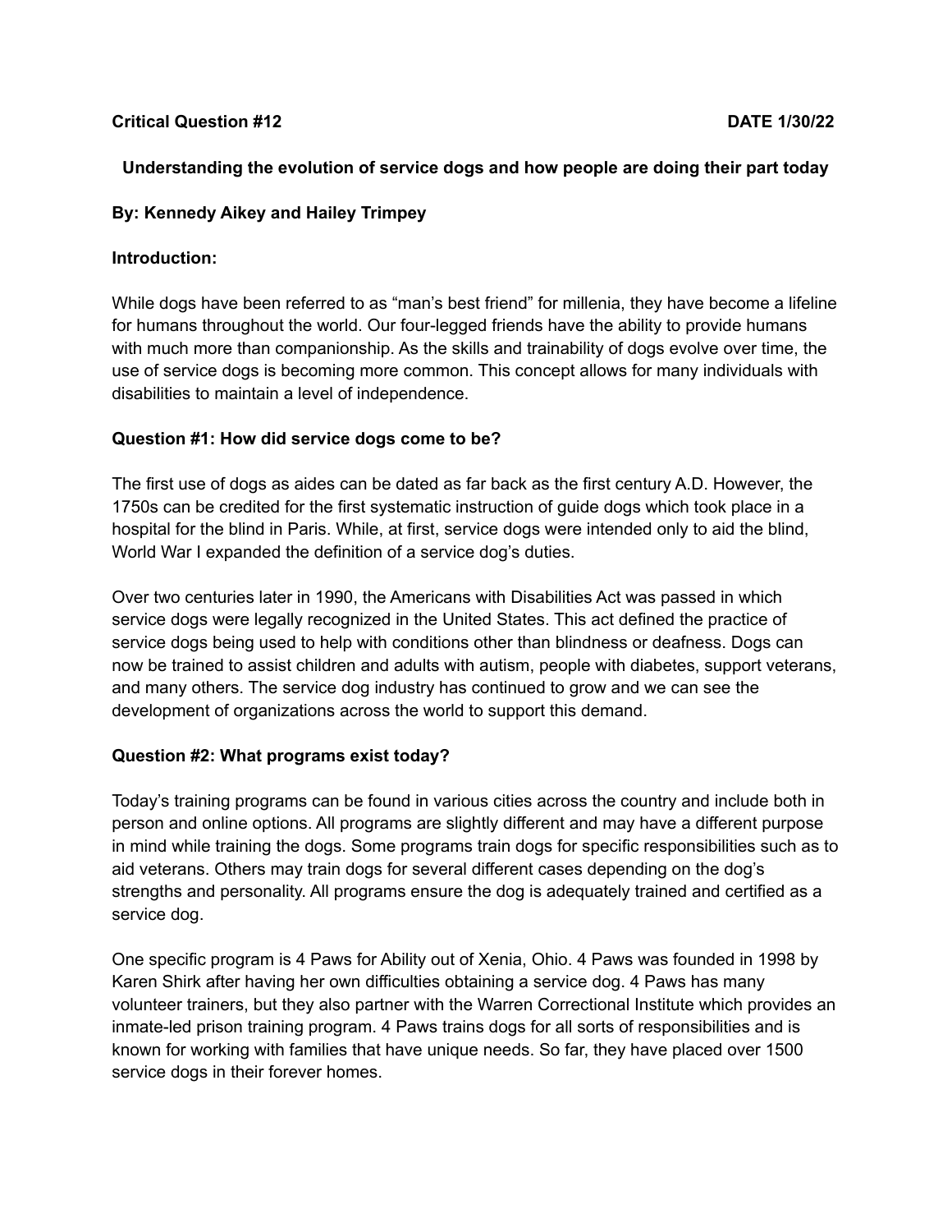**Critical Question #12** **DATE 1/30/22**

**Understanding the evolution of service dogs and how people are doing their part today**

**By: Kennedy Aikey and Hailey Trimpey**

**Introduction:**

While dogs have been referred to as “man’s best friend” for millenia, they have become a lifeline for humans throughout the world. Our four-legged friends have the ability to provide humans with much more than companionship. As the skills and trainability of dogs evolve over time, the use of service dogs is becoming more common. This concept allows for many individuals with disabilities to maintain a level of independence.

**Question #1: How did service dogs come to be?**

The first use of dogs as aides can be dated as far back as the first century A.D. However, the 1750s can be credited for the first systematic instruction of guide dogs which took place in a hospital for the blind in Paris. While, at first, service dogs were intended only to aid the blind, World War I expanded the definition of a service dog’s duties.

Over two centuries later in 1990, the Americans with Disabilities Act was passed in which service dogs were legally recognized in the United States. This act defined the practice of service dogs being used to help with conditions other than blindness or deafness. Dogs can now be trained to assist children and adults with autism, people with diabetes, support veterans, and many others. The service dog industry has continued to grow and we can see the development of organizations across the world to support this demand.

**Question #2: What programs exist today?**

Today’s training programs can be found in various cities across the country and include both in person and online options. All programs are slightly different and may have a different purpose in mind while training the dogs. Some programs train dogs for specific responsibilities such as to aid veterans. Others may train dogs for several different cases depending on the dog’s strengths and personality. All programs ensure the dog is adequately trained and certified as a service dog.

One specific program is 4 Paws for Ability out of Xenia, Ohio. 4 Paws was founded in 1998 by Karen Shirk after having her own difficulties obtaining a service dog. 4 Paws has many volunteer trainers, but they also partner with the Warren Correctional Institute which provides an inmate-led prison training program. 4 Paws trains dogs for all sorts of responsibilities and is known for working with families that have unique needs. So far, they have placed over 1500 service dogs in their forever homes.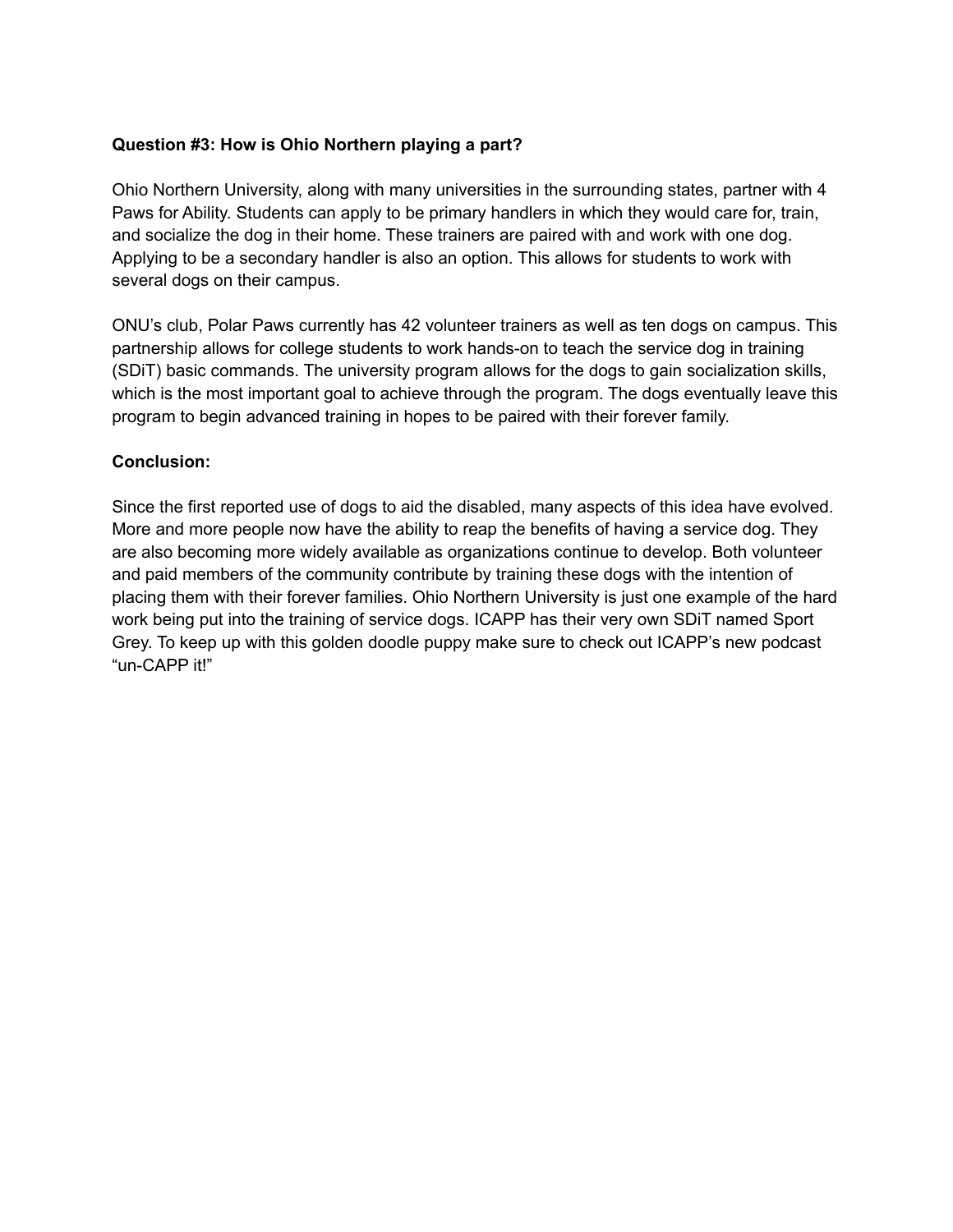**Question #3: How is Ohio Northern playing a part?**

Ohio Northern University, along with many universities in the surrounding states, partner with 4 Paws for Ability. Students can apply to be primary handlers in which they would care for, train, and socialize the dog in their home. These trainers are paired with and work with one dog. Applying to be a secondary handler is also an option. This allows for students to work with several dogs on their campus.

ONU's club, Polar Paws currently has 42 volunteer trainers as well as ten dogs on campus. This partnership allows for college students to work hands-on to teach the service dog in training (SDiT) basic commands. The university program allows for the dogs to gain socialization skills, which is the most important goal to achieve through the program. The dogs eventually leave this program to begin advanced training in hopes to be paired with their forever family.

**Conclusion:**

Since the first reported use of dogs to aid the disabled, many aspects of this idea have evolved. More and more people now have the ability to reap the benefits of having a service dog. They are also becoming more widely available as organizations continue to develop. Both volunteer and paid members of the community contribute by training these dogs with the intention of placing them with their forever families. Ohio Northern University is just one example of the hard work being put into the training of service dogs. ICAPP has their very own SDiT named Sport Grey. To keep up with this golden doodle puppy make sure to check out ICAPP's new podcast "un-CAPP it!"